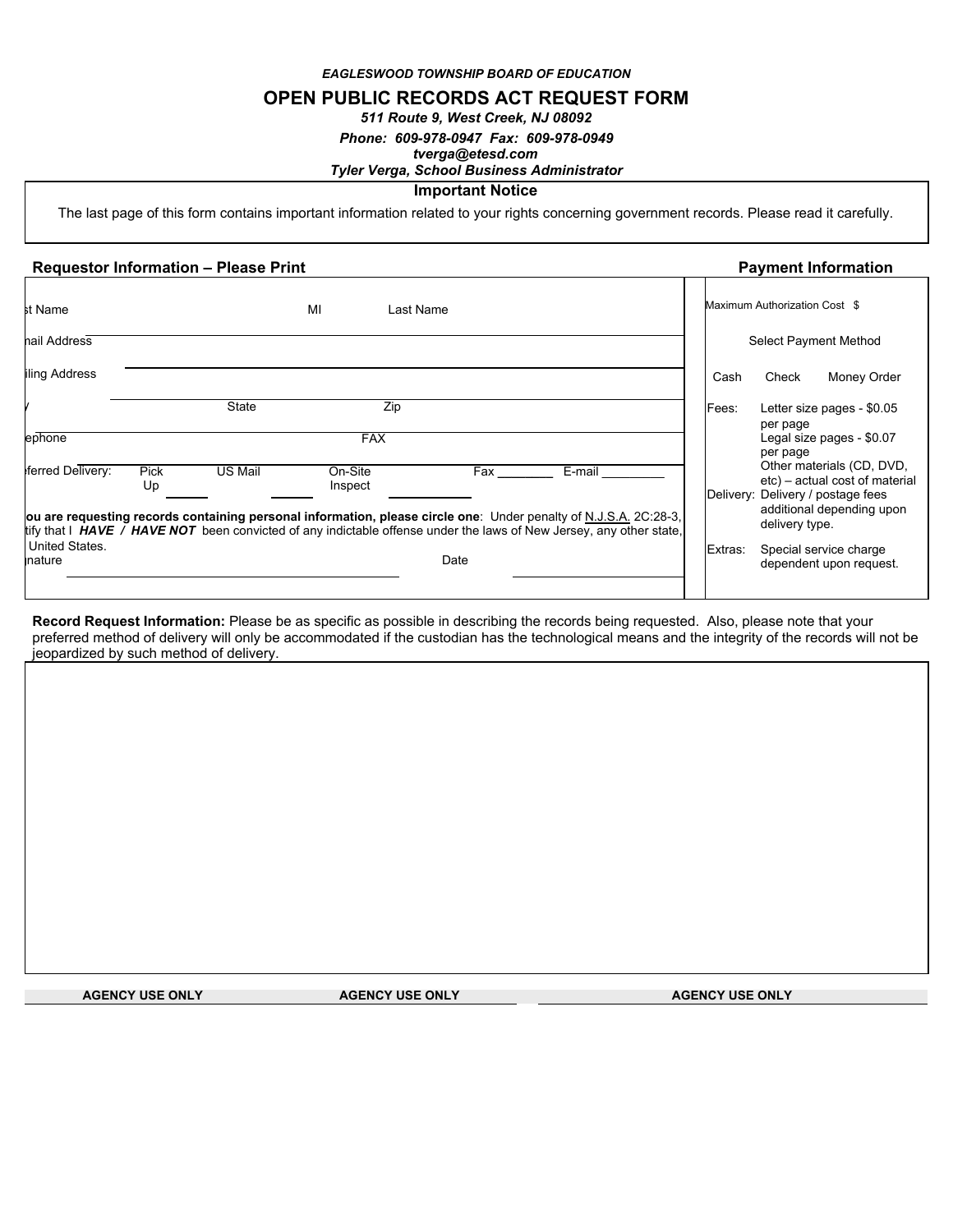*EAGLESWOOD TOWNSHIP BOARD OF EDUCATION*

# OPEN PUBLIC RECORDS ACT REQUEST FORM

*511 Route 9, West Creek, NJ 08092*

*Phone: 609-978-0947 Fax: 609-978-0949*

*tverga@etesd.com*

*Tyler Verga, School Business Administrator*

**Important Notice**

The last page of this form contains important information related to your rights concerning government records. Please read it carefully.

**Requestor Information – Please Print**

st Name MI Last Name

nail Address

iling Address

y State Zip

ephone FAX

eferred Delivery: Pick Up ____ US Mail ____ On-Site Inspect ____ Fax ________ E-mail _________

**ou are requesting records containing personal information, please circle one**: Under penalty of N.J.S.A. 2C:28-3, tify that I ***HAVE / HAVE NOT*** been convicted of any indictable offense under the laws of New Jersey, any other state, United States.

nature Date

**Payment Information**

Maximum Authorization Cost $

Select Payment Method

Cash Check Money Order

Fees: Letter size pages - $0.05 per page
Legal size pages - $0.07 per page
Other materials (CD, DVD, etc) – actual cost of material

Delivery: Delivery / postage fees additional depending upon delivery type.

Extras: Special service charge dependent upon request.

**Record Request Information:** Please be as specific as possible in describing the records being requested. Also, please note that your preferred method of delivery will only be accommodated if the custodian has the technological means and the integrity of the records will not be jeopardized by such method of delivery.

| AGENCY USE ONLY | AGENCY USE ONLY | AGENCY USE ONLY |
| --- | --- | --- |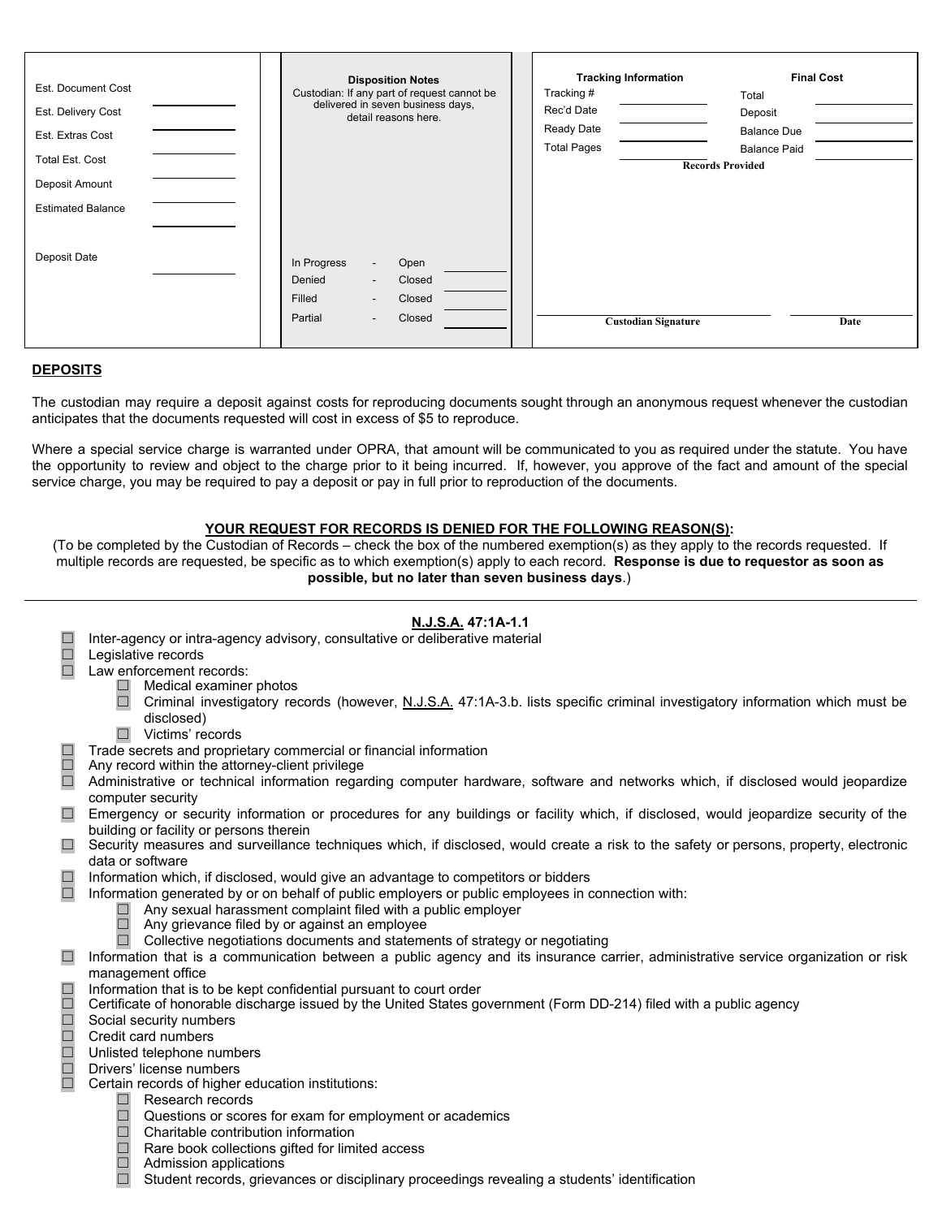| Est. Document Cost | | Disposition Notes<br>Custodian: If any part of request cannot be delivered in seven business days, detail reasons here. | | Tracking Information | | Final Cost | |
|---|---|---|---|---|---|---|---|
| Est. Delivery Cost | | | | Tracking # | | Total | |
| Est. Extras Cost | | | | Rec'd Date | | Deposit | |
| Total Est. Cost | | | | Ready Date | | Balance Due | |
| Deposit Amount | | | | Total Pages | | Balance Paid | |
| Estimated Balance | | | | Records Provided | | | |
| Deposit Date | | In Progress - Open | | | | | |
| | | Denied - Closed | | | | | |
| | | Filled - Closed | | | | | |
| | | Partial - Closed | | Custodian Signature | | Date | |

**DEPOSITS**

The custodian may require a deposit against costs for reproducing documents sought through an anonymous request whenever the custodian anticipates that the documents requested will cost in excess of $5 to reproduce.

Where a special service charge is warranted under OPRA, that amount will be communicated to you as required under the statute. You have the opportunity to review and object to the charge prior to it being incurred. If, however, you approve of the fact and amount of the special service charge, you may be required to pay a deposit or pay in full prior to reproduction of the documents.

**YOUR REQUEST FOR RECORDS IS DENIED FOR THE FOLLOWING REASON(S):**

(To be completed by the Custodian of Records – check the box of the numbered exemption(s) as they apply to the records requested. If multiple records are requested, be specific as to which exemption(s) apply to each record. **Response is due to requestor as soon as possible, but no later than seven business days**.)

---

**N.J.S.A. 47:1A-1.1**

- ☐ Inter-agency or intra-agency advisory, consultative or deliberative material
- ☐ Legislative records
- ☐ Law enforcement records:
  - ☐ Medical examiner photos
  - ☐ Criminal investigatory records (however, N.J.S.A. 47:1A-3.b. lists specific criminal investigatory information which must be disclosed)
  - ☐ Victims' records
- ☐ Trade secrets and proprietary commercial or financial information
- ☐ Any record within the attorney-client privilege
- ☐ Administrative or technical information regarding computer hardware, software and networks which, if disclosed would jeopardize computer security
- ☐ Emergency or security information or procedures for any buildings or facility which, if disclosed, would jeopardize security of the building or facility or persons therein
- ☐ Security measures and surveillance techniques which, if disclosed, would create a risk to the safety or persons, property, electronic data or software
- ☐ Information which, if disclosed, would give an advantage to competitors or bidders
- ☐ Information generated by or on behalf of public employers or public employees in connection with:
  - ☐ Any sexual harassment complaint filed with a public employer
  - ☐ Any grievance filed by or against an employee
  - ☐ Collective negotiations documents and statements of strategy or negotiating
- ☐ Information that is a communication between a public agency and its insurance carrier, administrative service organization or risk management office
- ☐ Information that is to be kept confidential pursuant to court order
- ☐ Certificate of honorable discharge issued by the United States government (Form DD-214) filed with a public agency
- ☐ Social security numbers
- ☐ Credit card numbers
- ☐ Unlisted telephone numbers
- ☐ Drivers' license numbers
- ☐ Certain records of higher education institutions:
  - ☐ Research records
  - ☐ Questions or scores for exam for employment or academics
  - ☐ Charitable contribution information
  - ☐ Rare book collections gifted for limited access
  - ☐ Admission applications
  - ☐ Student records, grievances or disciplinary proceedings revealing a students' identification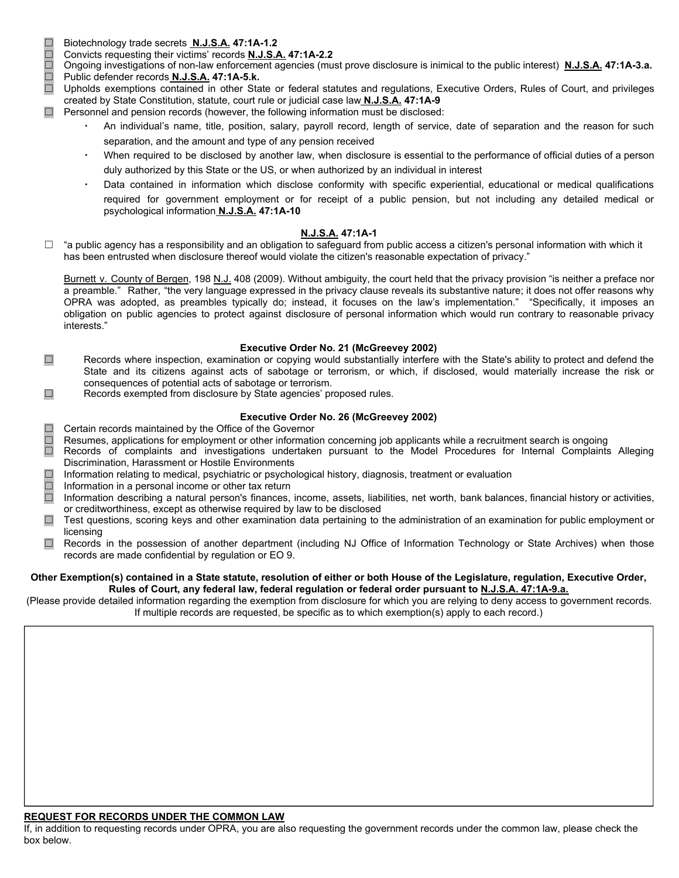- ☐ Biotechnology trade secrets **N.J.S.A. 47:1A-1.2**
- ☐ Convicts requesting their victims' records **N.J.S.A. 47:1A-2.2**
- ☐ Ongoing investigations of non-law enforcement agencies (must prove disclosure is inimical to the public interest) **N.J.S.A. 47:1A-3.a.**
- ☐ Public defender records **N.J.S.A. 47:1A-5.k.**
- ☐ Upholds exemptions contained in other State or federal statutes and regulations, Executive Orders, Rules of Court, and privileges created by State Constitution, statute, court rule or judicial case law **N.J.S.A. 47:1A-9**
- ☐ Personnel and pension records (however, the following information must be disclosed:
  - An individual's name, title, position, salary, payroll record, length of service, date of separation and the reason for such separation, and the amount and type of any pension received
  - When required to be disclosed by another law, when disclosure is essential to the performance of official duties of a person duly authorized by this State or the US, or when authorized by an individual in interest
  - Data contained in information which disclose conformity with specific experiential, educational or medical qualifications required for government employment or for receipt of a public pension, but not including any detailed medical or psychological information **N.J.S.A. 47:1A-10**

### N.J.S.A. 47:1A-1

☐ "a public agency has a responsibility and an obligation to safeguard from public access a citizen's personal information with which it has been entrusted when disclosure thereof would violate the citizen's reasonable expectation of privacy."

Burnett v. County of Bergen, 198 N.J. 408 (2009). Without ambiguity, the court held that the privacy provision "is neither a preface nor a preamble." Rather, "the very language expressed in the privacy clause reveals its substantive nature; it does not offer reasons why OPRA was adopted, as preambles typically do; instead, it focuses on the law's implementation." "Specifically, it imposes an obligation on public agencies to protect against disclosure of personal information which would run contrary to reasonable privacy interests."

### Executive Order No. 21 (McGreevey 2002)

- ☐ Records where inspection, examination or copying would substantially interfere with the State's ability to protect and defend the State and its citizens against acts of sabotage or terrorism, or which, if disclosed, would materially increase the risk or consequences of potential acts of sabotage or terrorism.
- ☐ Records exempted from disclosure by State agencies' proposed rules.

### Executive Order No. 26 (McGreevey 2002)

- ☐ Certain records maintained by the Office of the Governor
- ☐ Resumes, applications for employment or other information concerning job applicants while a recruitment search is ongoing
- ☐ Records of complaints and investigations undertaken pursuant to the Model Procedures for Internal Complaints Alleging Discrimination, Harassment or Hostile Environments
- ☐ Information relating to medical, psychiatric or psychological history, diagnosis, treatment or evaluation
- ☐ Information in a personal income or other tax return
- ☐ Information describing a natural person's finances, income, assets, liabilities, net worth, bank balances, financial history or activities, or creditworthiness, except as otherwise required by law to be disclosed
- ☐ Test questions, scoring keys and other examination data pertaining to the administration of an examination for public employment or licensing
- ☐ Records in the possession of another department (including NJ Office of Information Technology or State Archives) when those records are made confidential by regulation or EO 9.

**Other Exemption(s) contained in a State statute, resolution of either or both House of the Legislature, regulation, Executive Order, Rules of Court, any federal law, federal regulation or federal order pursuant to N.J.S.A. 47:1A-9.a.**

(Please provide detailed information regarding the exemption from disclosure for which you are relying to deny access to government records. If multiple records are requested, be specific as to which exemption(s) apply to each record.)

## REQUEST FOR RECORDS UNDER THE COMMON LAW

If, in addition to requesting records under OPRA, you are also requesting the government records under the common law, please check the box below.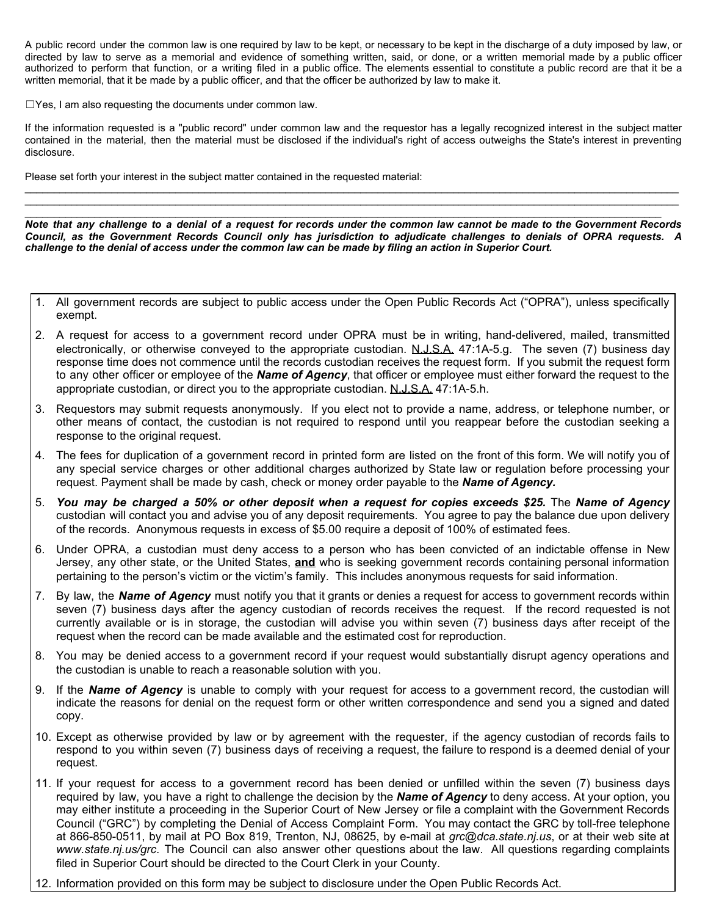A public record under the common law is one required by law to be kept, or necessary to be kept in the discharge of a duty imposed by law, or directed by law to serve as a memorial and evidence of something written, said, or done, or a written memorial made by a public officer authorized to perform that function, or a writing filed in a public office. The elements essential to constitute a public record are that it be a written memorial, that it be made by a public officer, and that the officer be authorized by law to make it.

☐Yes, I am also requesting the documents under common law.

If the information requested is a "public record" under common law and the requestor has a legally recognized interest in the subject matter contained in the material, then the material must be disclosed if the individual's right of access outweighs the State's interest in preventing disclosure.

Please set forth your interest in the subject matter contained in the requested material:

\_\_\_\_\_\_\_\_\_\_\_\_\_\_\_\_\_\_\_\_\_\_\_\_\_\_\_\_\_\_\_\_\_\_\_\_\_\_\_\_\_\_\_\_\_\_\_\_\_\_\_\_\_\_\_\_\_\_\_\_\_\_\_\_\_\_\_\_\_\_\_\_\_\_\_\_\_\_

\_\_\_\_\_\_\_\_\_\_\_\_\_\_\_\_\_\_\_\_\_\_\_\_\_\_\_\_\_\_\_\_\_\_\_\_\_\_\_\_\_\_\_\_\_\_\_\_\_\_\_\_\_\_\_\_\_\_\_\_\_\_\_\_\_\_\_\_\_\_\_\_\_\_\_\_\_\_

\_\_\_\_\_\_\_\_\_\_\_\_\_\_\_\_\_\_\_\_\_\_\_\_\_\_\_\_\_\_\_\_\_\_\_\_\_\_\_\_\_\_\_\_\_\_\_\_\_\_\_\_\_\_\_\_\_\_\_\_\_\_\_\_\_\_\_\_\_\_\_\_\_\_\_\_\_\_

***Note that any challenge to a denial of a request for records under the common law cannot be made to the Government Records Council, as the Government Records Council only has jurisdiction to adjudicate challenges to denials of OPRA requests. A challenge to the denial of access under the common law can be made by filing an action in Superior Court.***

1. All government records are subject to public access under the Open Public Records Act ("OPRA"), unless specifically exempt.
2. A request for access to a government record under OPRA must be in writing, hand-delivered, mailed, transmitted electronically, or otherwise conveyed to the appropriate custodian. N.J.S.A. 47:1A-5.g. The seven (7) business day response time does not commence until the records custodian receives the request form. If you submit the request form to any other officer or employee of the ***Name of Agency***, that officer or employee must either forward the request to the appropriate custodian, or direct you to the appropriate custodian. N.J.S.A. 47:1A-5.h.
3. Requestors may submit requests anonymously. If you elect not to provide a name, address, or telephone number, or other means of contact, the custodian is not required to respond until you reappear before the custodian seeking a response to the original request.
4. The fees for duplication of a government record in printed form are listed on the front of this form. We will notify you of any special service charges or other additional charges authorized by State law or regulation before processing your request. Payment shall be made by cash, check or money order payable to the ***Name of Agency.***
5. ***You may be charged a 50% or other deposit when a request for copies exceeds $25.*** The ***Name of Agency*** custodian will contact you and advise you of any deposit requirements. You agree to pay the balance due upon delivery of the records. Anonymous requests in excess of $5.00 require a deposit of 100% of estimated fees.
6. Under OPRA, a custodian must deny access to a person who has been convicted of an indictable offense in New Jersey, any other state, or the United States, **and** who is seeking government records containing personal information pertaining to the person's victim or the victim's family. This includes anonymous requests for said information.
7. By law, the ***Name of Agency*** must notify you that it grants or denies a request for access to government records within seven (7) business days after the agency custodian of records receives the request. If the record requested is not currently available or is in storage, the custodian will advise you within seven (7) business days after receipt of the request when the record can be made available and the estimated cost for reproduction.
8. You may be denied access to a government record if your request would substantially disrupt agency operations and the custodian is unable to reach a reasonable solution with you.
9. If the ***Name of Agency*** is unable to comply with your request for access to a government record, the custodian will indicate the reasons for denial on the request form or other written correspondence and send you a signed and dated copy.
10. Except as otherwise provided by law or by agreement with the requester, if the agency custodian of records fails to respond to you within seven (7) business days of receiving a request, the failure to respond is a deemed denial of your request.
11. If your request for access to a government record has been denied or unfilled within the seven (7) business days required by law, you have a right to challenge the decision by the ***Name of Agency*** to deny access. At your option, you may either institute a proceeding in the Superior Court of New Jersey or file a complaint with the Government Records Council ("GRC") by completing the Denial of Access Complaint Form. You may contact the GRC by toll-free telephone at 866-850-0511, by mail at PO Box 819, Trenton, NJ, 08625, by e-mail at *grc@dca.state.nj.us*, or at their web site at *www.state.nj.us/grc*. The Council can also answer other questions about the law. All questions regarding complaints filed in Superior Court should be directed to the Court Clerk in your County.
12. Information provided on this form may be subject to disclosure under the Open Public Records Act.